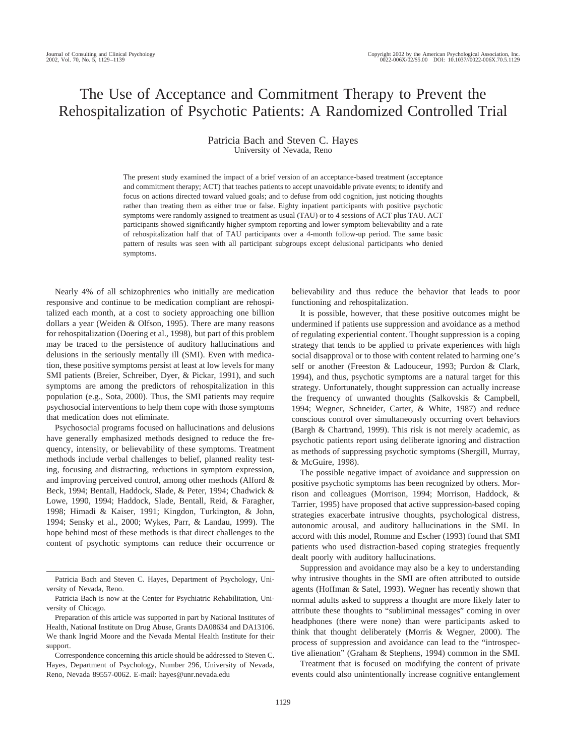# The Use of Acceptance and Commitment Therapy to Prevent the Rehospitalization of Psychotic Patients: A Randomized Controlled Trial

Patricia Bach and Steven C. Hayes
University of Nevada, Reno

The present study examined the impact of a brief version of an acceptance-based treatment (acceptance and commitment therapy; ACT) that teaches patients to accept unavoidable private events; to identify and focus on actions directed toward valued goals; and to defuse from odd cognition, just noticing thoughts rather than treating them as either true or false. Eighty inpatient participants with positive psychotic symptoms were randomly assigned to treatment as usual (TAU) or to 4 sessions of ACT plus TAU. ACT participants showed significantly higher symptom reporting and lower symptom believability and a rate of rehospitalization half that of TAU participants over a 4-month follow-up period. The same basic pattern of results was seen with all participant subgroups except delusional participants who denied symptoms.

Nearly 4% of all schizophrenics who initially are medication responsive and continue to be medication compliant are rehospitalized each month, at a cost to society approaching one billion dollars a year (Weiden & Olfson, 1995). There are many reasons for rehospitalization (Doering et al., 1998), but part of this problem may be traced to the persistence of auditory hallucinations and delusions in the seriously mentally ill (SMI). Even with medication, these positive symptoms persist at least at low levels for many SMI patients (Breier, Schreiber, Dyer, & Pickar, 1991), and such symptoms are among the predictors of rehospitalization in this population (e.g., Sota, 2000). Thus, the SMI patients may require psychosocial interventions to help them cope with those symptoms that medication does not eliminate.

Psychosocial programs focused on hallucinations and delusions have generally emphasized methods designed to reduce the frequency, intensity, or believability of these symptoms. Treatment methods include verbal challenges to belief, planned reality testing, focusing and distracting, reductions in symptom expression, and improving perceived control, among other methods (Alford & Beck, 1994; Bentall, Haddock, Slade, & Peter, 1994; Chadwick & Lowe, 1990, 1994; Haddock, Slade, Bentall, Reid, & Faragher, 1998; Himadi & Kaiser, 1991; Kingdon, Turkington, & John, 1994; Sensky et al., 2000; Wykes, Parr, & Landau, 1999). The hope behind most of these methods is that direct challenges to the content of psychotic symptoms can reduce their occurrence or believability and thus reduce the behavior that leads to poor functioning and rehospitalization.

It is possible, however, that these positive outcomes might be undermined if patients use suppression and avoidance as a method of regulating experiential content. Thought suppression is a coping strategy that tends to be applied to private experiences with high social disapproval or to those with content related to harming one's self or another (Freeston & Ladouceur, 1993; Purdon & Clark, 1994), and thus, psychotic symptoms are a natural target for this strategy. Unfortunately, thought suppression can actually increase the frequency of unwanted thoughts (Salkovskis & Campbell, 1994; Wegner, Schneider, Carter, & White, 1987) and reduce conscious control over simultaneously occurring overt behaviors (Bargh & Chartrand, 1999). This risk is not merely academic, as psychotic patients report using deliberate ignoring and distraction as methods of suppressing psychotic symptoms (Shergill, Murray, & McGuire, 1998).

The possible negative impact of avoidance and suppression on positive psychotic symptoms has been recognized by others. Morrison and colleagues (Morrison, 1994; Morrison, Haddock, & Tarrier, 1995) have proposed that active suppression-based coping strategies exacerbate intrusive thoughts, psychological distress, autonomic arousal, and auditory hallucinations in the SMI. In accord with this model, Romme and Escher (1993) found that SMI patients who used distraction-based coping strategies frequently dealt poorly with auditory hallucinations.

Suppression and avoidance may also be a key to understanding why intrusive thoughts in the SMI are often attributed to outside agents (Hoffman & Satel, 1993). Wegner has recently shown that normal adults asked to suppress a thought are more likely later to attribute these thoughts to "subliminal messages" coming in over headphones (there were none) than were participants asked to think that thought deliberately (Morris & Wegner, 2000). The process of suppression and avoidance can lead to the "introspective alienation" (Graham & Stephens, 1994) common in the SMI.

Treatment that is focused on modifying the content of private events could also unintentionally increase cognitive entanglement

---

Patricia Bach and Steven C. Hayes, Department of Psychology, University of Nevada, Reno.

Patricia Bach is now at the Center for Psychiatric Rehabilitation, University of Chicago.

Preparation of this article was supported in part by National Institutes of Health, National Institute on Drug Abuse, Grants DA08634 and DA13106. We thank Ingrid Moore and the Nevada Mental Health Institute for their support.

Correspondence concerning this article should be addressed to Steven C. Hayes, Department of Psychology, Number 296, University of Nevada, Reno, Nevada 89557-0062. E-mail: hayes@unr.nevada.edu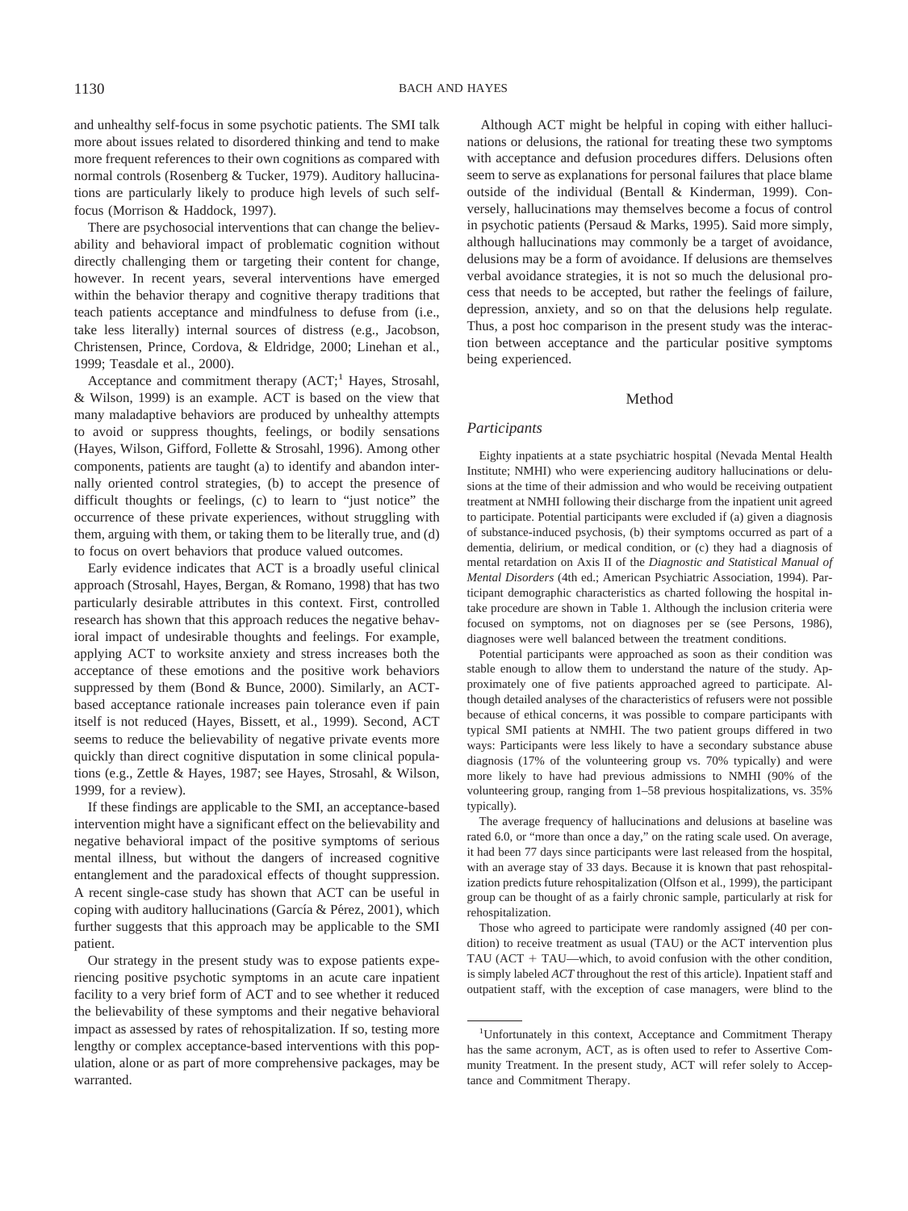and unhealthy self-focus in some psychotic patients. The SMI talk more about issues related to disordered thinking and tend to make more frequent references to their own cognitions as compared with normal controls (Rosenberg & Tucker, 1979). Auditory hallucinations are particularly likely to produce high levels of such self-focus (Morrison & Haddock, 1997).

There are psychosocial interventions that can change the believability and behavioral impact of problematic cognition without directly challenging them or targeting their content for change, however. In recent years, several interventions have emerged within the behavior therapy and cognitive therapy traditions that teach patients acceptance and mindfulness to defuse from (i.e., take less literally) internal sources of distress (e.g., Jacobson, Christensen, Prince, Cordova, & Eldridge, 2000; Linehan et al., 1999; Teasdale et al., 2000).

Acceptance and commitment therapy (ACT;[1] Hayes, Strosahl, & Wilson, 1999) is an example. ACT is based on the view that many maladaptive behaviors are produced by unhealthy attempts to avoid or suppress thoughts, feelings, or bodily sensations (Hayes, Wilson, Gifford, Follette & Strosahl, 1996). Among other components, patients are taught (a) to identify and abandon internally oriented control strategies, (b) to accept the presence of difficult thoughts or feelings, (c) to learn to "just notice" the occurrence of these private experiences, without struggling with them, arguing with them, or taking them to be literally true, and (d) to focus on overt behaviors that produce valued outcomes.

Early evidence indicates that ACT is a broadly useful clinical approach (Strosahl, Hayes, Bergan, & Romano, 1998) that has two particularly desirable attributes in this context. First, controlled research has shown that this approach reduces the negative behavioral impact of undesirable thoughts and feelings. For example, applying ACT to worksite anxiety and stress increases both the acceptance of these emotions and the positive work behaviors suppressed by them (Bond & Bunce, 2000). Similarly, an ACT-based acceptance rationale increases pain tolerance even if pain itself is not reduced (Hayes, Bissett, et al., 1999). Second, ACT seems to reduce the believability of negative private events more quickly than direct cognitive disputation in some clinical populations (e.g., Zettle & Hayes, 1987; see Hayes, Strosahl, & Wilson, 1999, for a review).

If these findings are applicable to the SMI, an acceptance-based intervention might have a significant effect on the believability and negative behavioral impact of the positive symptoms of serious mental illness, but without the dangers of increased cognitive entanglement and the paradoxical effects of thought suppression. A recent single-case study has shown that ACT can be useful in coping with auditory hallucinations (García & Pérez, 2001), which further suggests that this approach may be applicable to the SMI patient.

Our strategy in the present study was to expose patients experiencing positive psychotic symptoms in an acute care inpatient facility to a very brief form of ACT and to see whether it reduced the believability of these symptoms and their negative behavioral impact as assessed by rates of rehospitalization. If so, testing more lengthy or complex acceptance-based interventions with this population, alone or as part of more comprehensive packages, may be warranted.

Although ACT might be helpful in coping with either hallucinations or delusions, the rational for treating these two symptoms with acceptance and defusion procedures differs. Delusions often seem to serve as explanations for personal failures that place blame outside of the individual (Bentall & Kinderman, 1999). Conversely, hallucinations may themselves become a focus of control in psychotic patients (Persaud & Marks, 1995). Said more simply, although hallucinations may commonly be a target of avoidance, delusions may be a form of avoidance. If delusions are themselves verbal avoidance strategies, it is not so much the delusional process that needs to be accepted, but rather the feelings of failure, depression, anxiety, and so on that the delusions help regulate. Thus, a post hoc comparison in the present study was the interaction between acceptance and the particular positive symptoms being experienced.

## Method

### Participants

Eighty inpatients at a state psychiatric hospital (Nevada Mental Health Institute; NMHI) who were experiencing auditory hallucinations or delusions at the time of their admission and who would be receiving outpatient treatment at NMHI following their discharge from the inpatient unit agreed to participate. Potential participants were excluded if (a) given a diagnosis of substance-induced psychosis, (b) their symptoms occurred as part of a dementia, delirium, or medical condition, or (c) they had a diagnosis of mental retardation on Axis II of the *Diagnostic and Statistical Manual of Mental Disorders* (4th ed.; American Psychiatric Association, 1994). Participant demographic characteristics as charted following the hospital intake procedure are shown in Table 1. Although the inclusion criteria were focused on symptoms, not on diagnoses per se (see Persons, 1986), diagnoses were well balanced between the treatment conditions.

Potential participants were approached as soon as their condition was stable enough to allow them to understand the nature of the study. Approximately one of five patients approached agreed to participate. Although detailed analyses of the characteristics of refusers were not possible because of ethical concerns, it was possible to compare participants with typical SMI patients at NMHI. The two patient groups differed in two ways: Participants were less likely to have a secondary substance abuse diagnosis (17% of the volunteering group vs. 70% typically) and were more likely to have had previous admissions to NMHI (90% of the volunteering group, ranging from 1–58 previous hospitalizations, vs. 35% typically).

The average frequency of hallucinations and delusions at baseline was rated 6.0, or "more than once a day," on the rating scale used. On average, it had been 77 days since participants were last released from the hospital, with an average stay of 33 days. Because it is known that past rehospitalization predicts future rehospitalization (Olfson et al., 1999), the participant group can be thought of as a fairly chronic sample, particularly at risk for rehospitalization.

Those who agreed to participate were randomly assigned (40 per condition) to receive treatment as usual (TAU) or the ACT intervention plus TAU (ACT + TAU—which, to avoid confusion with the other condition, is simply labeled *ACT* throughout the rest of this article). Inpatient staff and outpatient staff, with the exception of case managers, were blind to the

[1]Unfortunately in this context, Acceptance and Commitment Therapy has the same acronym, ACT, as is often used to refer to Assertive Community Treatment. In the present study, ACT will refer solely to Acceptance and Commitment Therapy.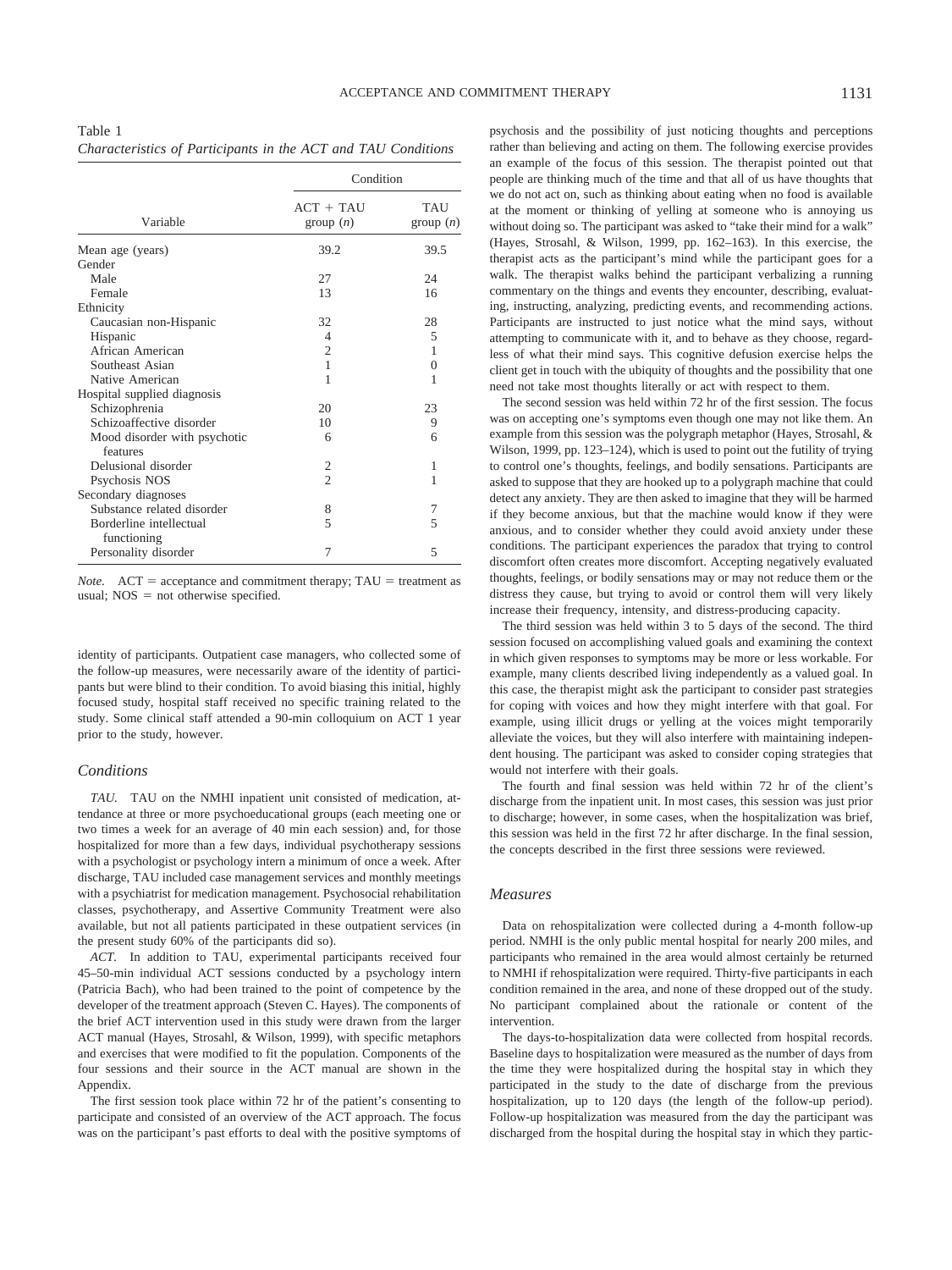Table 1
*Characteristics of Participants in the ACT and TAU Conditions*

| Variable | Condition | |
|---|---|---|
| | ACT + TAU group (*n*) | TAU group (*n*) |
| Mean age (years) | 39.2 | 39.5 |
| Gender | | |
| Male | 27 | 24 |
| Female | 13 | 16 |
| Ethnicity | | |
| Caucasian non-Hispanic | 32 | 28 |
| Hispanic | 4 | 5 |
| African American | 2 | 1 |
| Southeast Asian | 1 | 0 |
| Native American | 1 | 1 |
| Hospital supplied diagnosis | | |
| Schizophrenia | 20 | 23 |
| Schizoaffective disorder | 10 | 9 |
| Mood disorder with psychotic features | 6 | 6 |
| Delusional disorder | 2 | 1 |
| Psychosis NOS | 2 | 1 |
| Secondary diagnoses | | |
| Substance related disorder | 8 | 7 |
| Borderline intellectual functioning | 5 | 5 |
| Personality disorder | 7 | 5 |

*Note.* ACT = acceptance and commitment therapy; TAU = treatment as usual; NOS = not otherwise specified.

identity of participants. Outpatient case managers, who collected some of the follow-up measures, were necessarily aware of the identity of participants but were blind to their condition. To avoid biasing this initial, highly focused study, hospital staff received no specific training related to the study. Some clinical staff attended a 90-min colloquium on ACT 1 year prior to the study, however.

### Conditions

*TAU.* TAU on the NMHI inpatient unit consisted of medication, attendance at three or more psychoeducational groups (each meeting one or two times a week for an average of 40 min each session) and, for those hospitalized for more than a few days, individual psychotherapy sessions with a psychologist or psychology intern a minimum of once a week. After discharge, TAU included case management services and monthly meetings with a psychiatrist for medication management. Psychosocial rehabilitation classes, psychotherapy, and Assertive Community Treatment were also available, but not all patients participated in these outpatient services (in the present study 60% of the participants did so).

*ACT.* In addition to TAU, experimental participants received four 45–50-min individual ACT sessions conducted by a psychology intern (Patricia Bach), who had been trained to the point of competence by the developer of the treatment approach (Steven C. Hayes). The components of the brief ACT intervention used in this study were drawn from the larger ACT manual (Hayes, Strosahl, & Wilson, 1999), with specific metaphors and exercises that were modified to fit the population. Components of the four sessions and their source in the ACT manual are shown in the Appendix.

The first session took place within 72 hr of the patient's consenting to participate and consisted of an overview of the ACT approach. The focus was on the participant's past efforts to deal with the positive symptoms of psychosis and the possibility of just noticing thoughts and perceptions rather than believing and acting on them. The following exercise provides an example of the focus of this session. The therapist pointed out that people are thinking much of the time and that all of us have thoughts that we do not act on, such as thinking about eating when no food is available at the moment or thinking of yelling at someone who is annoying us without doing so. The participant was asked to "take their mind for a walk" (Hayes, Strosahl, & Wilson, 1999, pp. 162–163). In this exercise, the therapist acts as the participant's mind while the participant goes for a walk. The therapist walks behind the participant verbalizing a running commentary on the things and events they encounter, describing, evaluating, instructing, analyzing, predicting events, and recommending actions. Participants are instructed to just notice what the mind says, without attempting to communicate with it, and to behave as they choose, regardless of what their mind says. This cognitive defusion exercise helps the client get in touch with the ubiquity of thoughts and the possibility that one need not take most thoughts literally or act with respect to them.

The second session was held within 72 hr of the first session. The focus was on accepting one's symptoms even though one may not like them. An example from this session was the polygraph metaphor (Hayes, Strosahl, & Wilson, 1999, pp. 123–124), which is used to point out the futility of trying to control one's thoughts, feelings, and bodily sensations. Participants are asked to suppose that they are hooked up to a polygraph machine that could detect any anxiety. They are then asked to imagine that they will be harmed if they become anxious, but that the machine would know if they were anxious, and to consider whether they could avoid anxiety under these conditions. The participant experiences the paradox that trying to control discomfort often creates more discomfort. Accepting negatively evaluated thoughts, feelings, or bodily sensations may or may not reduce them or the distress they cause, but trying to avoid or control them will very likely increase their frequency, intensity, and distress-producing capacity.

The third session was held within 3 to 5 days of the second. The third session focused on accomplishing valued goals and examining the context in which given responses to symptoms may be more or less workable. For example, many clients described living independently as a valued goal. In this case, the therapist might ask the participant to consider past strategies for coping with voices and how they might interfere with that goal. For example, using illicit drugs or yelling at the voices might temporarily alleviate the voices, but they will also interfere with maintaining independent housing. The participant was asked to consider coping strategies that would not interfere with their goals.

The fourth and final session was held within 72 hr of the client's discharge from the inpatient unit. In most cases, this session was just prior to discharge; however, in some cases, when the hospitalization was brief, this session was held in the first 72 hr after discharge. In the final session, the concepts described in the first three sessions were reviewed.

### Measures

Data on rehospitalization were collected during a 4-month follow-up period. NMHI is the only public mental hospital for nearly 200 miles, and participants who remained in the area would almost certainly be returned to NMHI if rehospitalization were required. Thirty-five participants in each condition remained in the area, and none of these dropped out of the study. No participant complained about the rationale or content of the intervention.

The days-to-hospitalization data were collected from hospital records. Baseline days to hospitalization were measured as the number of days from the time they were hospitalized during the hospital stay in which they participated in the study to the date of discharge from the previous hospitalization, up to 120 days (the length of the follow-up period). Follow-up hospitalization was measured from the day the participant was discharged from the hospital during the hospital stay in which they partic-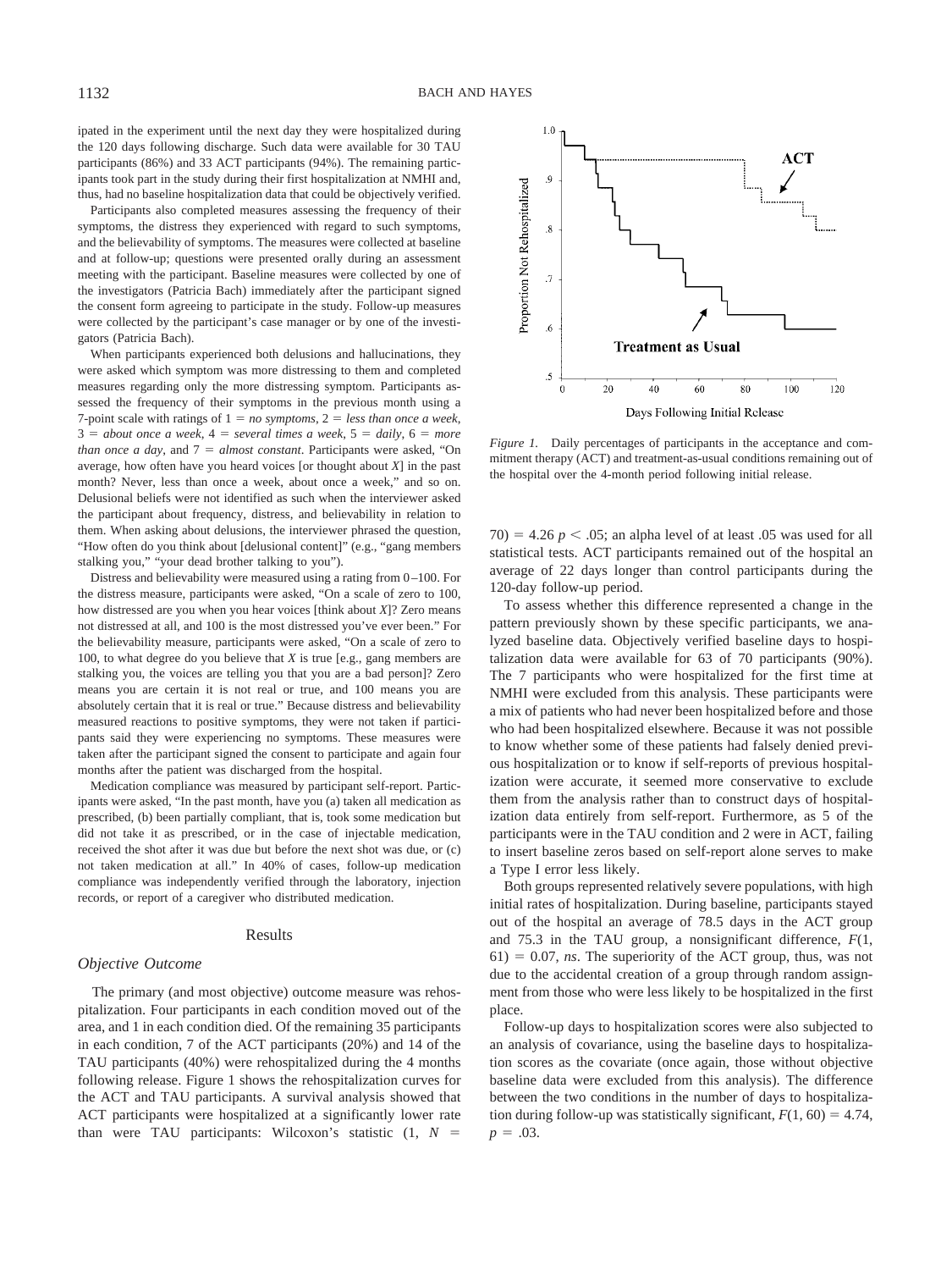ipated in the experiment until the next day they were hospitalized during the 120 days following discharge. Such data were available for 30 TAU participants (86%) and 33 ACT participants (94%). The remaining participants took part in the study during their first hospitalization at NMHI and, thus, had no baseline hospitalization data that could be objectively verified.

Participants also completed measures assessing the frequency of their symptoms, the distress they experienced with regard to such symptoms, and the believability of symptoms. The measures were collected at baseline and at follow-up; questions were presented orally during an assessment meeting with the participant. Baseline measures were collected by one of the investigators (Patricia Bach) immediately after the participant signed the consent form agreeing to participate in the study. Follow-up measures were collected by the participant's case manager or by one of the investigators (Patricia Bach).

When participants experienced both delusions and hallucinations, they were asked which symptom was more distressing to them and completed measures regarding only the more distressing symptom. Participants assessed the frequency of their symptoms in the previous month using a 7-point scale with ratings of 1 = *no symptoms*, 2 = *less than once a week*, 3 = *about once a week*, 4 = *several times a week*, 5 = *daily*, 6 = *more than once a day*, and 7 = *almost constant*. Participants were asked, "On average, how often have you heard voices [or thought about *X*] in the past month? Never, less than once a week, about once a week," and so on. Delusional beliefs were not identified as such when the interviewer asked the participant about frequency, distress, and believability in relation to them. When asking about delusions, the interviewer phrased the question, "How often do you think about [delusional content]" (e.g., "gang members stalking you," "your dead brother talking to you").

Distress and believability were measured using a rating from 0–100. For the distress measure, participants were asked, "On a scale of zero to 100, how distressed are you when you hear voices [think about *X*]? Zero means not distressed at all, and 100 is the most distressed you've ever been." For the believability measure, participants were asked, "On a scale of zero to 100, to what degree do you believe that *X* is true [e.g., gang members are stalking you, the voices are telling you that you are a bad person]? Zero means you are certain it is not real or true, and 100 means you are absolutely certain that it is real or true." Because distress and believability measured reactions to positive symptoms, they were not taken if participants said they were experiencing no symptoms. These measures were taken after the participant signed the consent to participate and again four months after the patient was discharged from the hospital.

Medication compliance was measured by participant self-report. Participants were asked, "In the past month, have you (a) taken all medication as prescribed, (b) been partially compliant, that is, took some medication but did not take it as prescribed, or in the case of injectable medication, received the shot after it was due but before the next shot was due, or (c) not taken medication at all." In 40% of cases, follow-up medication compliance was independently verified through the laboratory, injection records, or report of a caregiver who distributed medication.

## Results

### *Objective Outcome*

The primary (and most objective) outcome measure was rehospitalization. Four participants in each condition moved out of the area, and 1 in each condition died. Of the remaining 35 participants in each condition, 7 of the ACT participants (20%) and 14 of the TAU participants (40%) were rehospitalized during the 4 months following release. Figure 1 shows the rehospitalization curves for the ACT and TAU participants. A survival analysis showed that ACT participants were hospitalized at a significantly lower rate than were TAU participants: Wilcoxon's statistic $(1, N = 70) = 4.26$ $p < .05$; an alpha level of at least .05 was used for all statistical tests. ACT participants remained out of the hospital an average of 22 days longer than control participants during the 120-day follow-up period.

*Figure 1.* Daily percentages of participants in the acceptance and commitment therapy (ACT) and treatment-as-usual conditions remaining out of the hospital over the 4-month period following initial release.

To assess whether this difference represented a change in the pattern previously shown by these specific participants, we analyzed baseline data. Objectively verified baseline days to hospitalization data were available for 63 of 70 participants (90%). The 7 participants who were hospitalized for the first time at NMHI were excluded from this analysis. These participants were a mix of patients who had never been hospitalized before and those who had been hospitalized elsewhere. Because it was not possible to know whether some of these patients had falsely denied previous hospitalization or to know if self-reports of previous hospitalization were accurate, it seemed more conservative to exclude them from the analysis rather than to construct days of hospitalization data entirely from self-report. Furthermore, as 5 of the participants were in the TAU condition and 2 were in ACT, failing to insert baseline zeros based on self-report alone serves to make a Type I error less likely.

Both groups represented relatively severe populations, with high initial rates of hospitalization. During baseline, participants stayed out of the hospital an average of 78.5 days in the ACT group and 75.3 in the TAU group, a nonsignificant difference, $F(1, 61) = 0.07$, *ns*. The superiority of the ACT group, thus, was not due to the accidental creation of a group through random assignment from those who were less likely to be hospitalized in the first place.

Follow-up days to hospitalization scores were also subjected to an analysis of covariance, using the baseline days to hospitalization scores as the covariate (once again, those without objective baseline data were excluded from this analysis). The difference between the two conditions in the number of days to hospitalization during follow-up was statistically significant, $F(1, 60) = 4.74$, $p = .03$.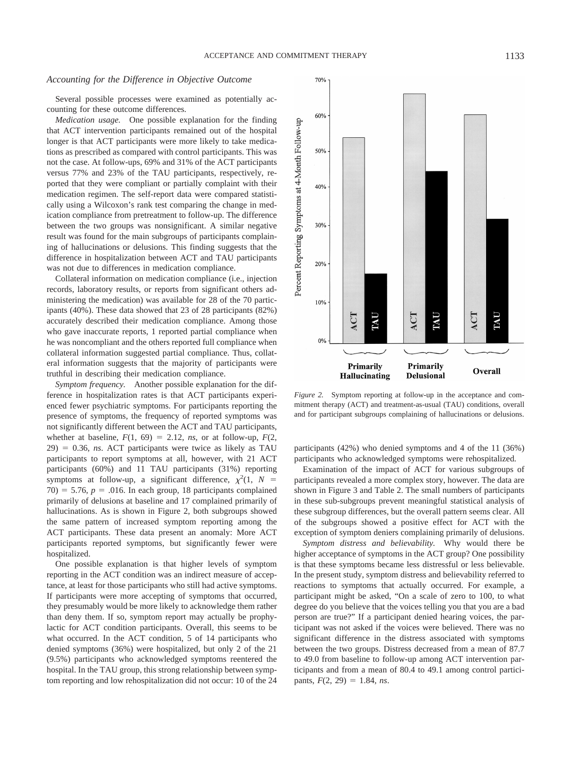### *Accounting for the Difference in Objective Outcome*

Several possible processes were examined as potentially accounting for these outcome differences.

*Medication usage.* One possible explanation for the finding that ACT intervention participants remained out of the hospital longer is that ACT participants were more likely to take medications as prescribed as compared with control participants. This was not the case. At follow-ups, 69% and 31% of the ACT participants versus 77% and 23% of the TAU participants, respectively, reported that they were compliant or partially complaint with their medication regimen. The self-report data were compared statistically using a Wilcoxon's rank test comparing the change in medication compliance from pretreatment to follow-up. The difference between the two groups was nonsignificant. A similar negative result was found for the main subgroups of participants complaining of hallucinations or delusions. This finding suggests that the difference in hospitalization between ACT and TAU participants was not due to differences in medication compliance.

Collateral information on medication compliance (i.e., injection records, laboratory results, or reports from significant others administering the medication) was available for 28 of the 70 participants (40%). These data showed that 23 of 28 participants (82%) accurately described their medication compliance. Among those who gave inaccurate reports, 1 reported partial compliance when he was noncompliant and the others reported full compliance when collateral information suggested partial compliance. Thus, collateral information suggests that the majority of participants were truthful in describing their medication compliance.

*Symptom frequency.* Another possible explanation for the difference in hospitalization rates is that ACT participants experienced fewer psychiatric symptoms. For participants reporting the presence of symptoms, the frequency of reported symptoms was not significantly different between the ACT and TAU participants, whether at baseline, $F(1, 69) = 2.12$, *ns*, or at follow-up, $F(2, 29) = 0.36$, *ns*. ACT participants were twice as likely as TAU participants to report symptoms at all, however, with 21 ACT participants (60%) and 11 TAU participants (31%) reporting symptoms at follow-up, a significant difference, $\chi^2(1, N = 70) = 5.76$, $p = .016$. In each group, 18 participants complained primarily of delusions at baseline and 17 complained primarily of hallucinations. As is shown in Figure 2, both subgroups showed the same pattern of increased symptom reporting among the ACT participants. These data present an anomaly: More ACT participants reported symptoms, but significantly fewer were hospitalized.

One possible explanation is that higher levels of symptom reporting in the ACT condition was an indirect measure of acceptance, at least for those participants who still had active symptoms. If participants were more accepting of symptoms that occurred, they presumably would be more likely to acknowledge them rather than deny them. If so, symptom report may actually be prophylactic for ACT condition participants. Overall, this seems to be what occurred. In the ACT condition, 5 of 14 participants who denied symptoms (36%) were hospitalized, but only 2 of the 21 (9.5%) participants who acknowledged symptoms reentered the hospital. In the TAU group, this strong relationship between symptom reporting and low rehospitalization did not occur: 10 of the 24 participants (42%) who denied symptoms and 4 of the 11 (36%) participants who acknowledged symptoms were rehospitalized.

*Figure 2.* Symptom reporting at follow-up in the acceptance and commitment therapy (ACT) and treatment-as-usual (TAU) conditions, overall and for participant subgroups complaining of hallucinations or delusions.

Examination of the impact of ACT for various subgroups of participants revealed a more complex story, however. The data are shown in Figure 3 and Table 2. The small numbers of participants in these sub-subgroups prevent meaningful statistical analysis of these subgroup differences, but the overall pattern seems clear. All of the subgroups showed a positive effect for ACT with the exception of symptom deniers complaining primarily of delusions.

*Symptom distress and believability.* Why would there be higher acceptance of symptoms in the ACT group? One possibility is that these symptoms became less distressful or less believable. In the present study, symptom distress and believability referred to reactions to symptoms that actually occurred. For example, a participant might be asked, "On a scale of zero to 100, to what degree do you believe that the voices telling you that you are a bad person are true?" If a participant denied hearing voices, the participant was not asked if the voices were believed. There was no significant difference in the distress associated with symptoms between the two groups. Distress decreased from a mean of 87.7 to 49.0 from baseline to follow-up among ACT intervention participants and from a mean of 80.4 to 49.1 among control participants, $F(2, 29) = 1.84$, *ns*.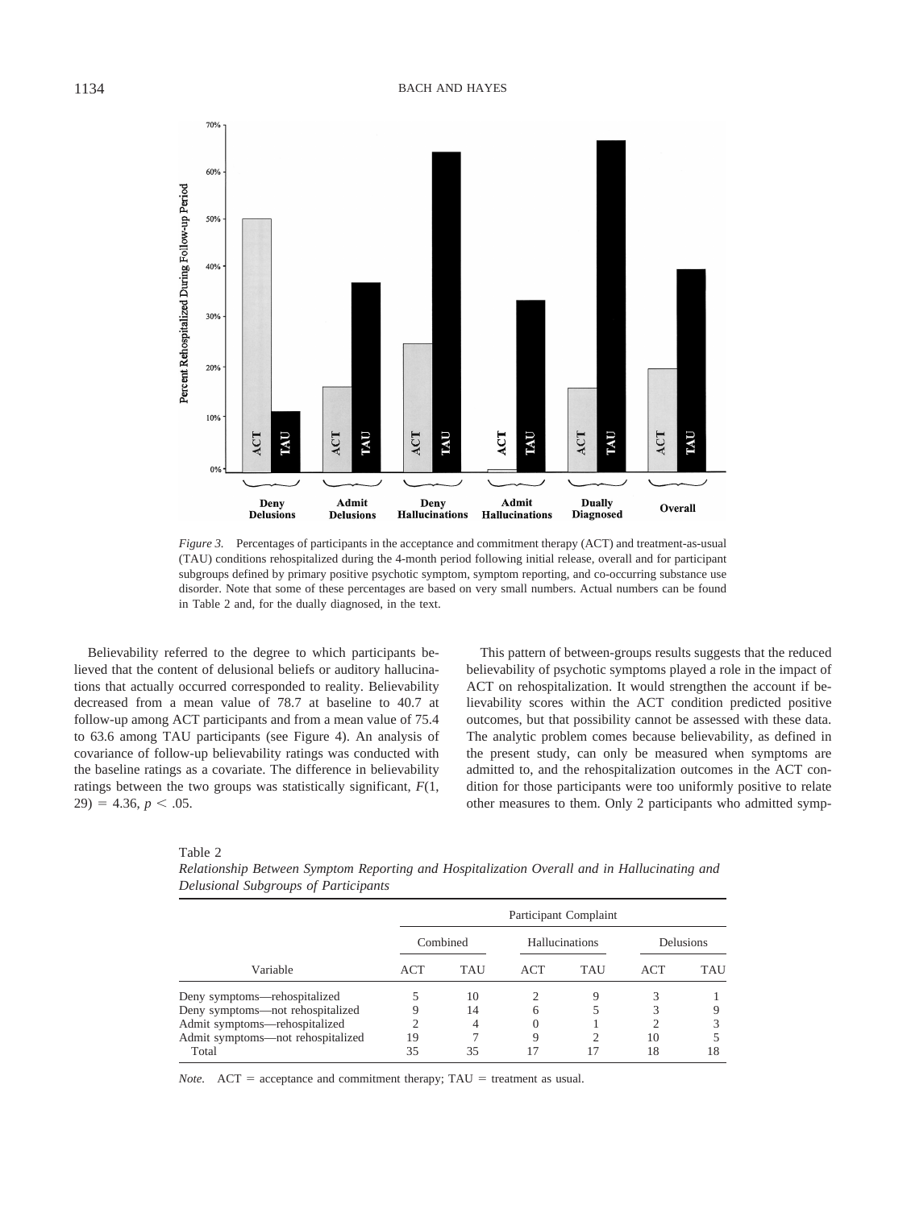*Figure 3.* Percentages of participants in the acceptance and commitment therapy (ACT) and treatment-as-usual (TAU) conditions rehospitalized during the 4-month period following initial release, overall and for participant subgroups defined by primary positive psychotic symptom, symptom reporting, and co-occurring substance use disorder. Note that some of these percentages are based on very small numbers. Actual numbers can be found in Table 2 and, for the dually diagnosed, in the text.

Believability referred to the degree to which participants believed that the content of delusional beliefs or auditory hallucinations that actually occurred corresponded to reality. Believability decreased from a mean value of 78.7 at baseline to 40.7 at follow-up among ACT participants and from a mean value of 75.4 to 63.6 among TAU participants (see Figure 4). An analysis of covariance of follow-up believability ratings was conducted with the baseline ratings as a covariate. The difference in believability ratings between the two groups was statistically significant, $F(1, 29) = 4.36$, $p < .05$.

This pattern of between-groups results suggests that the reduced believability of psychotic symptoms played a role in the impact of ACT on rehospitalization. It would strengthen the account if believability scores within the ACT condition predicted positive outcomes, but that possibility cannot be assessed with these data. The analytic problem comes because believability, as defined in the present study, can only be measured when symptoms are admitted to, and the rehospitalization outcomes in the ACT condition for those participants were too uniformly positive to relate other measures to them. Only 2 participants who admitted symp-

Table 2
*Relationship Between Symptom Reporting and Hospitalization Overall and in Hallucinating and Delusional Subgroups of Participants*

| | Participant Complaint | | | | | |
|---|---|---|---|---|---|---|
| | Combined | | Hallucinations | | Delusions | |
| Variable | ACT | TAU | ACT | TAU | ACT | TAU |
| Deny symptoms—rehospitalized | 5 | 10 | 2 | 9 | 3 | 1 |
| Deny symptoms—not rehospitalized | 9 | 14 | 6 | 5 | 3 | 9 |
| Admit symptoms—rehospitalized | 2 | 4 | 0 | 1 | 2 | 3 |
| Admit symptoms—not rehospitalized | 19 | 7 | 9 | 2 | 10 | 5 |
| Total | 35 | 35 | 17 | 17 | 18 | 18 |

*Note.* ACT = acceptance and commitment therapy; TAU = treatment as usual.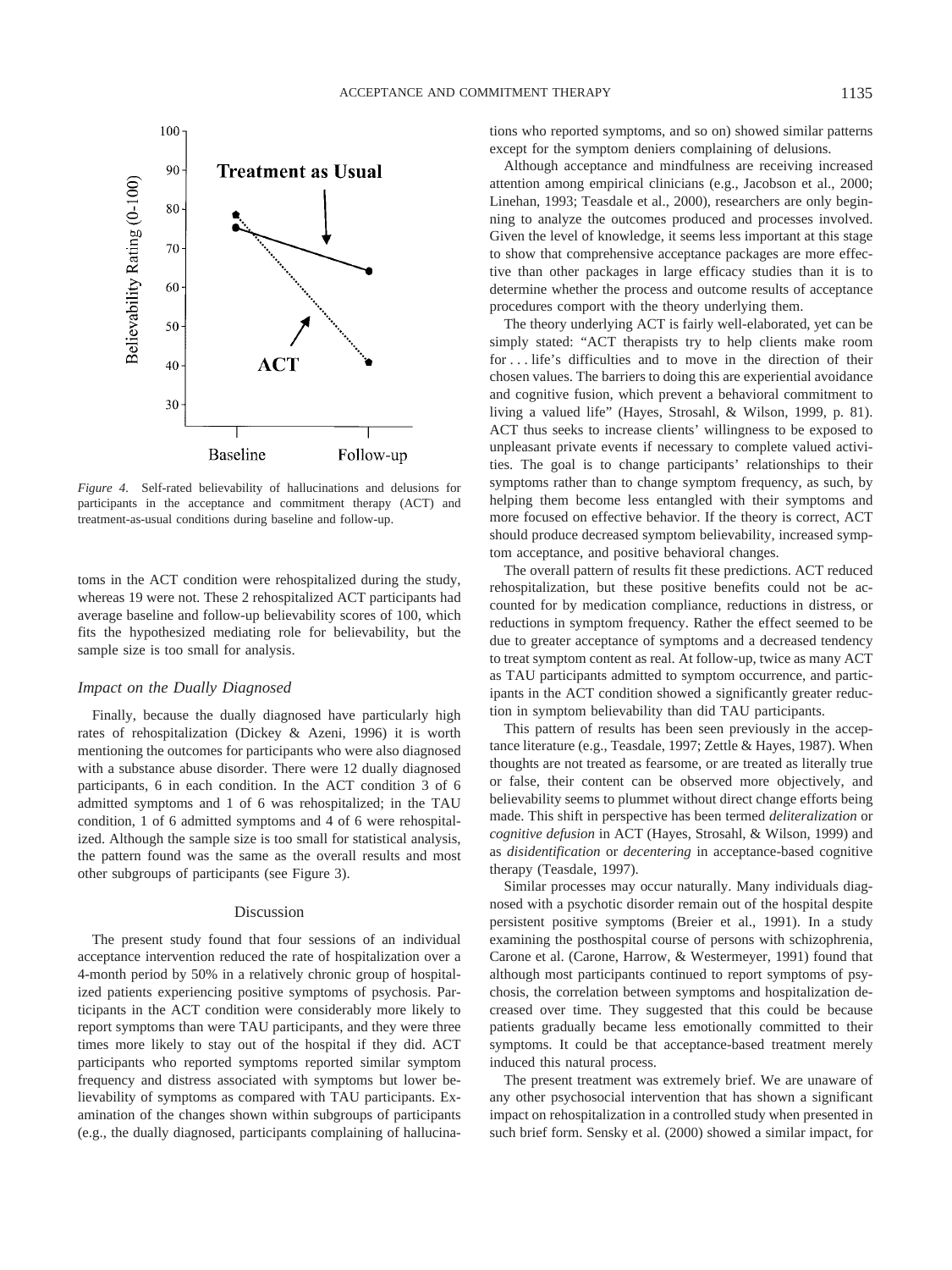*Figure 4.* Self-rated believability of hallucinations and delusions for participants in the acceptance and commitment therapy (ACT) and treatment-as-usual conditions during baseline and follow-up.

toms in the ACT condition were rehospitalized during the study, whereas 19 were not. These 2 rehospitalized ACT participants had average baseline and follow-up believability scores of 100, which fits the hypothesized mediating role for believability, but the sample size is too small for analysis.

### *Impact on the Dually Diagnosed*

Finally, because the dually diagnosed have particularly high rates of rehospitalization (Dickey & Azeni, 1996) it is worth mentioning the outcomes for participants who were also diagnosed with a substance abuse disorder. There were 12 dually diagnosed participants, 6 in each condition. In the ACT condition 3 of 6 admitted symptoms and 1 of 6 was rehospitalized; in the TAU condition, 1 of 6 admitted symptoms and 4 of 6 were rehospitalized. Although the sample size is too small for statistical analysis, the pattern found was the same as the overall results and most other subgroups of participants (see Figure 3).

## Discussion

The present study found that four sessions of an individual acceptance intervention reduced the rate of hospitalization over a 4-month period by 50% in a relatively chronic group of hospitalized patients experiencing positive symptoms of psychosis. Participants in the ACT condition were considerably more likely to report symptoms than were TAU participants, and they were three times more likely to stay out of the hospital if they did. ACT participants who reported symptoms reported similar symptom frequency and distress associated with symptoms but lower believability of symptoms as compared with TAU participants. Examination of the changes shown within subgroups of participants (e.g., the dually diagnosed, participants complaining of hallucinations who reported symptoms, and so on) showed similar patterns except for the symptom deniers complaining of delusions.

Although acceptance and mindfulness are receiving increased attention among empirical clinicians (e.g., Jacobson et al., 2000; Linehan, 1993; Teasdale et al., 2000), researchers are only beginning to analyze the outcomes produced and processes involved. Given the level of knowledge, it seems less important at this stage to show that comprehensive acceptance packages are more effective than other packages in large efficacy studies than it is to determine whether the process and outcome results of acceptance procedures comport with the theory underlying them.

The theory underlying ACT is fairly well-elaborated, yet can be simply stated: "ACT therapists try to help clients make room for . . . life's difficulties and to move in the direction of their chosen values. The barriers to doing this are experiential avoidance and cognitive fusion, which prevent a behavioral commitment to living a valued life" (Hayes, Strosahl, & Wilson, 1999, p. 81). ACT thus seeks to increase clients' willingness to be exposed to unpleasant private events if necessary to complete valued activities. The goal is to change participants' relationships to their symptoms rather than to change symptom frequency, as such, by helping them become less entangled with their symptoms and more focused on effective behavior. If the theory is correct, ACT should produce decreased symptom believability, increased symptom acceptance, and positive behavioral changes.

The overall pattern of results fit these predictions. ACT reduced rehospitalization, but these positive benefits could not be accounted for by medication compliance, reductions in distress, or reductions in symptom frequency. Rather the effect seemed to be due to greater acceptance of symptoms and a decreased tendency to treat symptom content as real. At follow-up, twice as many ACT as TAU participants admitted to symptom occurrence, and participants in the ACT condition showed a significantly greater reduction in symptom believability than did TAU participants.

This pattern of results has been seen previously in the acceptance literature (e.g., Teasdale, 1997; Zettle & Hayes, 1987). When thoughts are not treated as fearsome, or are treated as literally true or false, their content can be observed more objectively, and believability seems to plummet without direct change efforts being made. This shift in perspective has been termed *deliteralization* or *cognitive defusion* in ACT (Hayes, Strosahl, & Wilson, 1999) and as *disidentification* or *decentering* in acceptance-based cognitive therapy (Teasdale, 1997).

Similar processes may occur naturally. Many individuals diagnosed with a psychotic disorder remain out of the hospital despite persistent positive symptoms (Breier et al., 1991). In a study examining the posthospital course of persons with schizophrenia, Carone et al. (Carone, Harrow, & Westermeyer, 1991) found that although most participants continued to report symptoms of psychosis, the correlation between symptoms and hospitalization decreased over time. They suggested that this could be because patients gradually became less emotionally committed to their symptoms. It could be that acceptance-based treatment merely induced this natural process.

The present treatment was extremely brief. We are unaware of any other psychosocial intervention that has shown a significant impact on rehospitalization in a controlled study when presented in such brief form. Sensky et al. (2000) showed a similar impact, for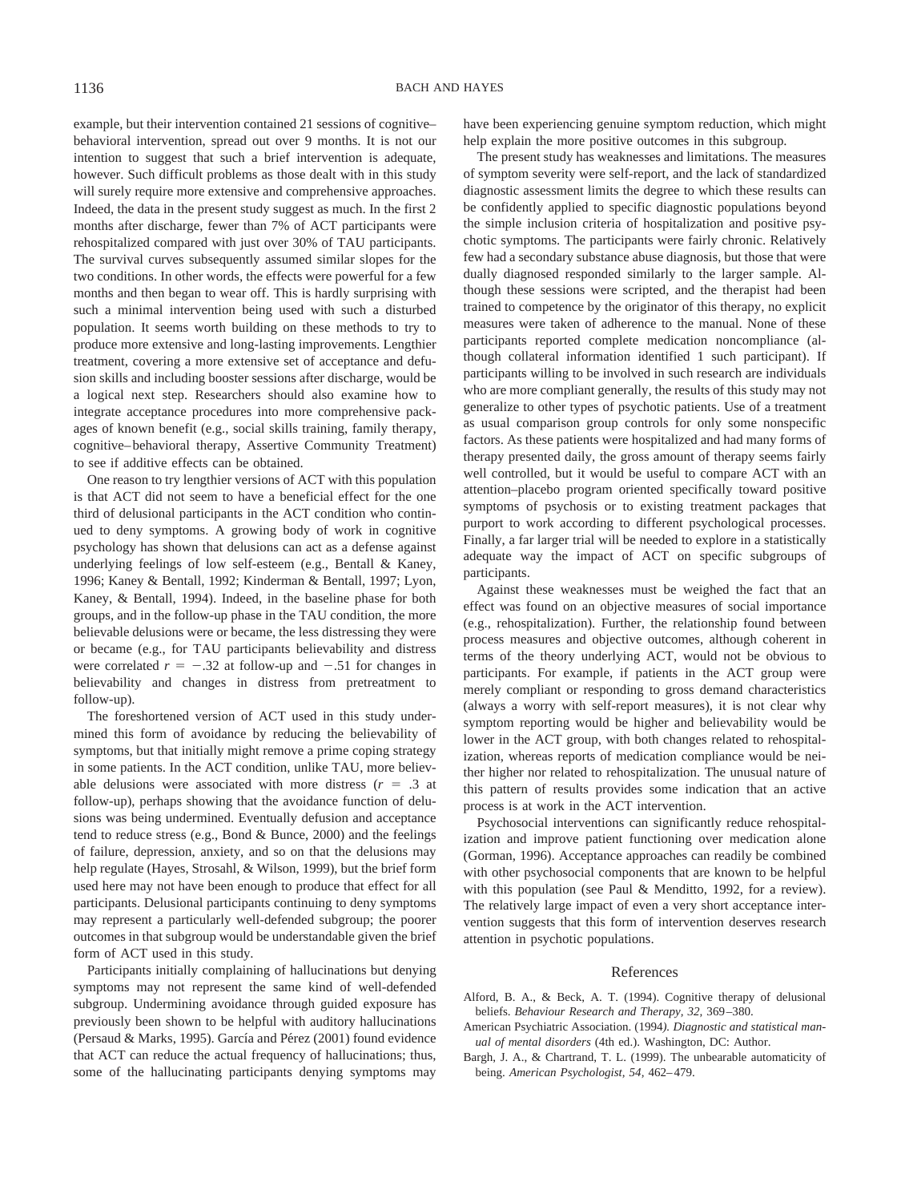example, but their intervention contained 21 sessions of cognitive–behavioral intervention, spread out over 9 months. It is not our intention to suggest that such a brief intervention is adequate, however. Such difficult problems as those dealt with in this study will surely require more extensive and comprehensive approaches. Indeed, the data in the present study suggest as much. In the first 2 months after discharge, fewer than 7% of ACT participants were rehospitalized compared with just over 30% of TAU participants. The survival curves subsequently assumed similar slopes for the two conditions. In other words, the effects were powerful for a few months and then began to wear off. This is hardly surprising with such a minimal intervention being used with such a disturbed population. It seems worth building on these methods to try to produce more extensive and long-lasting improvements. Lengthier treatment, covering a more extensive set of acceptance and defusion skills and including booster sessions after discharge, would be a logical next step. Researchers should also examine how to integrate acceptance procedures into more comprehensive packages of known benefit (e.g., social skills training, family therapy, cognitive–behavioral therapy, Assertive Community Treatment) to see if additive effects can be obtained.

One reason to try lengthier versions of ACT with this population is that ACT did not seem to have a beneficial effect for the one third of delusional participants in the ACT condition who continued to deny symptoms. A growing body of work in cognitive psychology has shown that delusions can act as a defense against underlying feelings of low self-esteem (e.g., Bentall & Kaney, 1996; Kaney & Bentall, 1992; Kinderman & Bentall, 1997; Lyon, Kaney, & Bentall, 1994). Indeed, in the baseline phase for both groups, and in the follow-up phase in the TAU condition, the more believable delusions were or became, the less distressing they were or became (e.g., for TAU participants believability and distress were correlated $r = -.32$ at follow-up and $-.51$ for changes in believability and changes in distress from pretreatment to follow-up).

The foreshortened version of ACT used in this study undermined this form of avoidance by reducing the believability of symptoms, but that initially might remove a prime coping strategy in some patients. In the ACT condition, unlike TAU, more believable delusions were associated with more distress ($r = .3$ at follow-up), perhaps showing that the avoidance function of delusions was being undermined. Eventually defusion and acceptance tend to reduce stress (e.g., Bond & Bunce, 2000) and the feelings of failure, depression, anxiety, and so on that the delusions may help regulate (Hayes, Strosahl, & Wilson, 1999), but the brief form used here may not have been enough to produce that effect for all participants. Delusional participants continuing to deny symptoms may represent a particularly well-defended subgroup; the poorer outcomes in that subgroup would be understandable given the brief form of ACT used in this study.

Participants initially complaining of hallucinations but denying symptoms may not represent the same kind of well-defended subgroup. Undermining avoidance through guided exposure has previously been shown to be helpful with auditory hallucinations (Persaud & Marks, 1995). García and Pérez (2001) found evidence that ACT can reduce the actual frequency of hallucinations; thus, some of the hallucinating participants denying symptoms may have been experiencing genuine symptom reduction, which might help explain the more positive outcomes in this subgroup.

The present study has weaknesses and limitations. The measures of symptom severity were self-report, and the lack of standardized diagnostic assessment limits the degree to which these results can be confidently applied to specific diagnostic populations beyond the simple inclusion criteria of hospitalization and positive psychotic symptoms. The participants were fairly chronic. Relatively few had a secondary substance abuse diagnosis, but those that were dually diagnosed responded similarly to the larger sample. Although these sessions were scripted, and the therapist had been trained to competence by the originator of this therapy, no explicit measures were taken of adherence to the manual. None of these participants reported complete medication noncompliance (although collateral information identified 1 such participant). If participants willing to be involved in such research are individuals who are more compliant generally, the results of this study may not generalize to other types of psychotic patients. Use of a treatment as usual comparison group controls for only some nonspecific factors. As these patients were hospitalized and had many forms of therapy presented daily, the gross amount of therapy seems fairly well controlled, but it would be useful to compare ACT with an attention–placebo program oriented specifically toward positive symptoms of psychosis or to existing treatment packages that purport to work according to different psychological processes. Finally, a far larger trial will be needed to explore in a statistically adequate way the impact of ACT on specific subgroups of participants.

Against these weaknesses must be weighed the fact that an effect was found on an objective measures of social importance (e.g., rehospitalization). Further, the relationship found between process measures and objective outcomes, although coherent in terms of the theory underlying ACT, would not be obvious to participants. For example, if patients in the ACT group were merely compliant or responding to gross demand characteristics (always a worry with self-report measures), it is not clear why symptom reporting would be higher and believability would be lower in the ACT group, with both changes related to rehospitalization, whereas reports of medication compliance would be neither higher nor related to rehospitalization. The unusual nature of this pattern of results provides some indication that an active process is at work in the ACT intervention.

Psychosocial interventions can significantly reduce rehospitalization and improve patient functioning over medication alone (Gorman, 1996). Acceptance approaches can readily be combined with other psychosocial components that are known to be helpful with this population (see Paul & Menditto, 1992, for a review). The relatively large impact of even a very short acceptance intervention suggests that this form of intervention deserves research attention in psychotic populations.

## References

Alford, B. A., & Beck, A. T. (1994). Cognitive therapy of delusional beliefs. *Behaviour Research and Therapy, 32,* 369–380.

American Psychiatric Association. (1994). *Diagnostic and statistical manual of mental disorders* (4th ed.). Washington, DC: Author.

Bargh, J. A., & Chartrand, T. L. (1999). The unbearable automaticity of being. *American Psychologist, 54,* 462–479.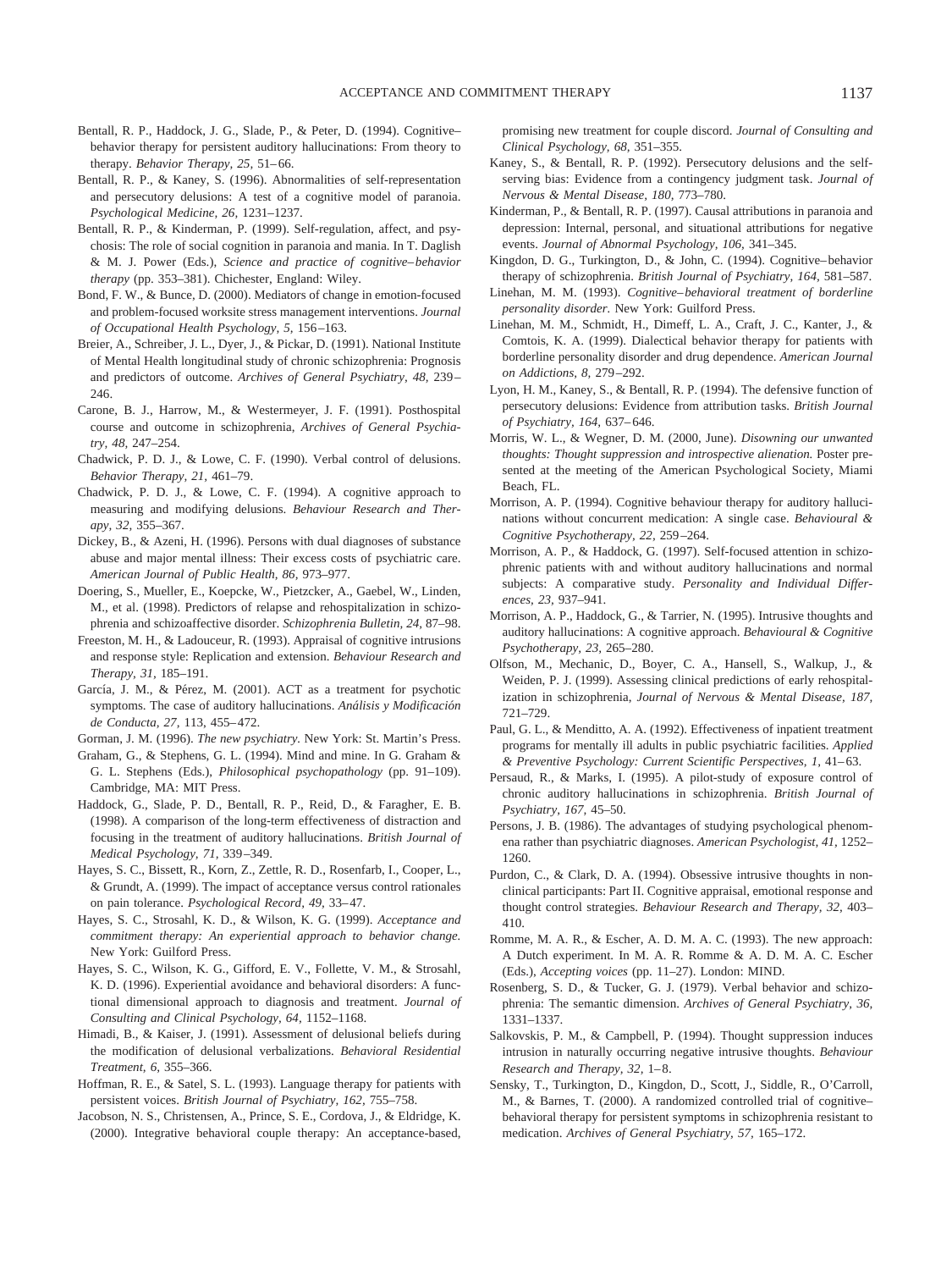Bentall, R. P., Haddock, J. G., Slade, P., & Peter, D. (1994). Cognitive–behavior therapy for persistent auditory hallucinations: From theory to therapy. *Behavior Therapy, 25,* 51–66.

Bentall, R. P., & Kaney, S. (1996). Abnormalities of self-representation and persecutory delusions: A test of a cognitive model of paranoia. *Psychological Medicine, 26,* 1231–1237.

Bentall, R. P., & Kinderman, P. (1999). Self-regulation, affect, and psychosis: The role of social cognition in paranoia and mania. In T. Daglish & M. J. Power (Eds.), *Science and practice of cognitive–behavior therapy* (pp. 353–381). Chichester, England: Wiley.

Bond, F. W., & Bunce, D. (2000). Mediators of change in emotion-focused and problem-focused worksite stress management interventions. *Journal of Occupational Health Psychology, 5,* 156–163.

Breier, A., Schreiber, J. L., Dyer, J., & Pickar, D. (1991). National Institute of Mental Health longitudinal study of chronic schizophrenia: Prognosis and predictors of outcome. *Archives of General Psychiatry, 48,* 239–246.

Carone, B. J., Harrow, M., & Westermeyer, J. F. (1991). Posthospital course and outcome in schizophrenia, *Archives of General Psychiatry, 48,* 247–254.

Chadwick, P. D. J., & Lowe, C. F. (1990). Verbal control of delusions. *Behavior Therapy, 21,* 461–79.

Chadwick, P. D. J., & Lowe, C. F. (1994). A cognitive approach to measuring and modifying delusions. *Behaviour Research and Therapy, 32,* 355–367.

Dickey, B., & Azeni, H. (1996). Persons with dual diagnoses of substance abuse and major mental illness: Their excess costs of psychiatric care. *American Journal of Public Health, 86,* 973–977.

Doering, S., Mueller, E., Koepcke, W., Pietzcker, A., Gaebel, W., Linden, M., et al. (1998). Predictors of relapse and rehospitalization in schizophrenia and schizoaffective disorder. *Schizophrenia Bulletin, 24,* 87–98.

Freeston, M. H., & Ladouceur, R. (1993). Appraisal of cognitive intrusions and response style: Replication and extension. *Behaviour Research and Therapy, 31,* 185–191.

García, J. M., & Pérez, M. (2001). ACT as a treatment for psychotic symptoms. The case of auditory hallucinations. *Análisis y Modificación de Conducta, 27,* 113, 455–472.

Gorman, J. M. (1996). *The new psychiatry.* New York: St. Martin's Press.

Graham, G., & Stephens, G. L. (1994). Mind and mine. In G. Graham & G. L. Stephens (Eds.), *Philosophical psychopathology* (pp. 91–109). Cambridge, MA: MIT Press.

Haddock, G., Slade, P. D., Bentall, R. P., Reid, D., & Faragher, E. B. (1998). A comparison of the long-term effectiveness of distraction and focusing in the treatment of auditory hallucinations. *British Journal of Medical Psychology, 71,* 339–349.

Hayes, S. C., Bissett, R., Korn, Z., Zettle, R. D., Rosenfarb, I., Cooper, L., & Grundt, A. (1999). The impact of acceptance versus control rationales on pain tolerance. *Psychological Record, 49,* 33–47.

Hayes, S. C., Strosahl, K. D., & Wilson, K. G. (1999). *Acceptance and commitment therapy: An experiential approach to behavior change.* New York: Guilford Press.

Hayes, S. C., Wilson, K. G., Gifford, E. V., Follette, V. M., & Strosahl, K. D. (1996). Experiential avoidance and behavioral disorders: A functional dimensional approach to diagnosis and treatment. *Journal of Consulting and Clinical Psychology, 64,* 1152–1168.

Himadi, B., & Kaiser, J. (1991). Assessment of delusional beliefs during the modification of delusional verbalizations. *Behavioral Residential Treatment, 6,* 355–366.

Hoffman, R. E., & Satel, S. L. (1993). Language therapy for patients with persistent voices. *British Journal of Psychiatry, 162,* 755–758.

Jacobson, N. S., Christensen, A., Prince, S. E., Cordova, J., & Eldridge, K. (2000). Integrative behavioral couple therapy: An acceptance-based, promising new treatment for couple discord. *Journal of Consulting and Clinical Psychology, 68,* 351–355.

Kaney, S., & Bentall, R. P. (1992). Persecutory delusions and the self-serving bias: Evidence from a contingency judgment task. *Journal of Nervous & Mental Disease, 180,* 773–780.

Kinderman, P., & Bentall, R. P. (1997). Causal attributions in paranoia and depression: Internal, personal, and situational attributions for negative events. *Journal of Abnormal Psychology, 106,* 341–345.

Kingdon, D. G., Turkington, D., & John, C. (1994). Cognitive–behavior therapy of schizophrenia. *British Journal of Psychiatry, 164,* 581–587.

Linehan, M. M. (1993). *Cognitive–behavioral treatment of borderline personality disorder.* New York: Guilford Press.

Linehan, M. M., Schmidt, H., Dimeff, L. A., Craft, J. C., Kanter, J., & Comtois, K. A. (1999). Dialectical behavior therapy for patients with borderline personality disorder and drug dependence. *American Journal on Addictions, 8,* 279–292.

Lyon, H. M., Kaney, S., & Bentall, R. P. (1994). The defensive function of persecutory delusions: Evidence from attribution tasks. *British Journal of Psychiatry, 164,* 637–646.

Morris, W. L., & Wegner, D. M. (2000, June). *Disowning our unwanted thoughts: Thought suppression and introspective alienation.* Poster presented at the meeting of the American Psychological Society, Miami Beach, FL.

Morrison, A. P. (1994). Cognitive behaviour therapy for auditory hallucinations without concurrent medication: A single case. *Behavioural & Cognitive Psychotherapy, 22,* 259–264.

Morrison, A. P., & Haddock, G. (1997). Self-focused attention in schizophrenic patients with and without auditory hallucinations and normal subjects: A comparative study. *Personality and Individual Differences, 23,* 937–941.

Morrison, A. P., Haddock, G., & Tarrier, N. (1995). Intrusive thoughts and auditory hallucinations: A cognitive approach. *Behavioural & Cognitive Psychotherapy, 23,* 265–280.

Olfson, M., Mechanic, D., Boyer, C. A., Hansell, S., Walkup, J., & Weiden, P. J. (1999). Assessing clinical predictions of early rehospitalization in schizophrenia, *Journal of Nervous & Mental Disease, 187,* 721–729.

Paul, G. L., & Menditto, A. A. (1992). Effectiveness of inpatient treatment programs for mentally ill adults in public psychiatric facilities. *Applied & Preventive Psychology: Current Scientific Perspectives, 1,* 41–63.

Persaud, R., & Marks, I. (1995). A pilot-study of exposure control of chronic auditory hallucinations in schizophrenia. *British Journal of Psychiatry, 167,* 45–50.

Persons, J. B. (1986). The advantages of studying psychological phenomena rather than psychiatric diagnoses. *American Psychologist, 41,* 1252–1260.

Purdon, C., & Clark, D. A. (1994). Obsessive intrusive thoughts in nonclinical participants: Part II. Cognitive appraisal, emotional response and thought control strategies. *Behaviour Research and Therapy, 32,* 403–410.

Romme, M. A. R., & Escher, A. D. M. A. C. (1993). The new approach: A Dutch experiment. In M. A. R. Romme & A. D. M. A. C. Escher (Eds.), *Accepting voices* (pp. 11–27). London: MIND.

Rosenberg, S. D., & Tucker, G. J. (1979). Verbal behavior and schizophrenia: The semantic dimension. *Archives of General Psychiatry, 36,* 1331–1337.

Salkovskis, P. M., & Campbell, P. (1994). Thought suppression induces intrusion in naturally occurring negative intrusive thoughts. *Behaviour Research and Therapy, 32,* 1–8.

Sensky, T., Turkington, D., Kingdon, D., Scott, J., Siddle, R., O'Carroll, M., & Barnes, T. (2000). A randomized controlled trial of cognitive–behavioral therapy for persistent symptoms in schizophrenia resistant to medication. *Archives of General Psychiatry, 57,* 165–172.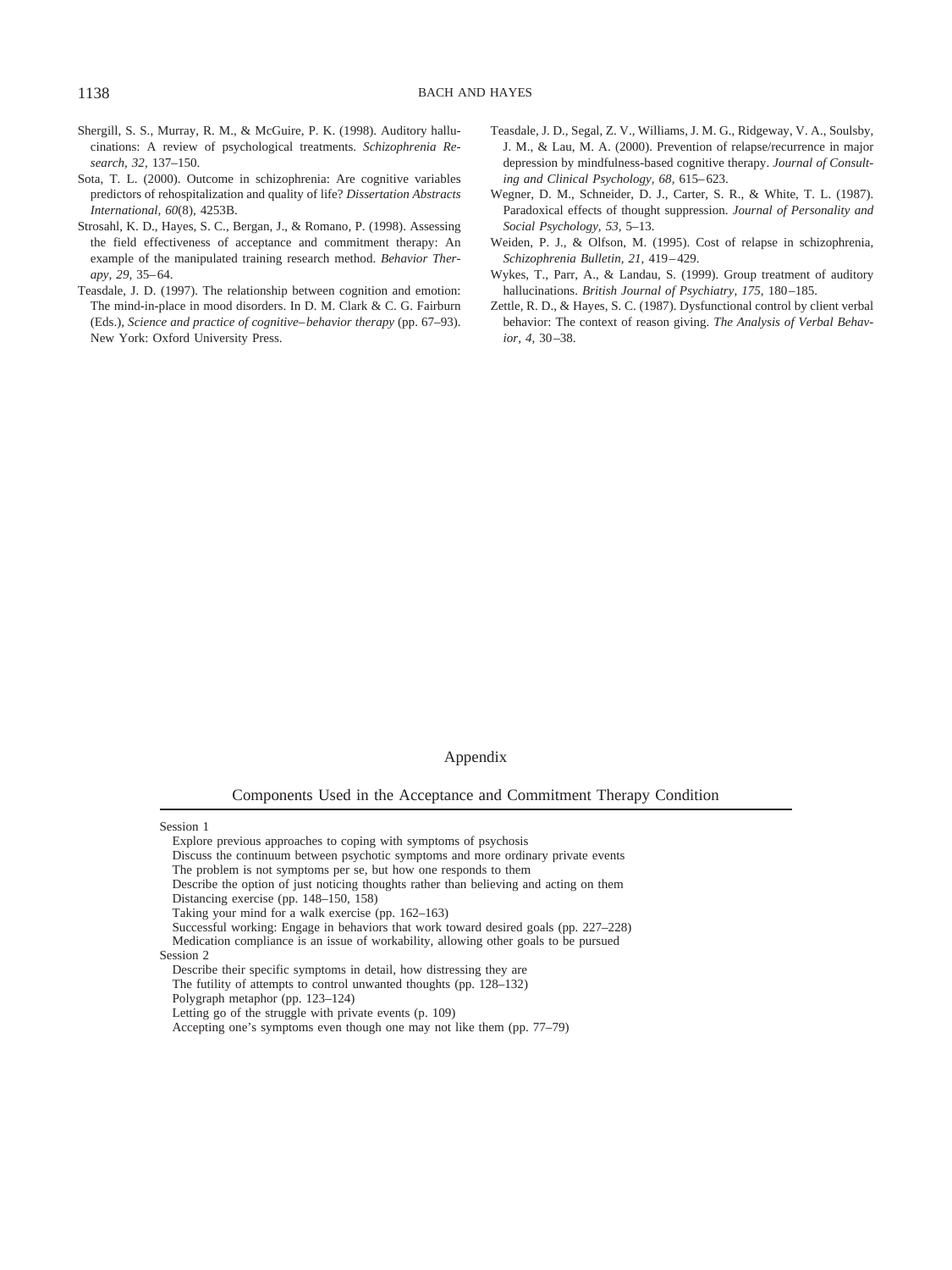Shergill, S. S., Murray, R. M., & McGuire, P. K. (1998). Auditory hallucinations: A review of psychological treatments. *Schizophrenia Research, 32,* 137–150.

Sota, T. L. (2000). Outcome in schizophrenia: Are cognitive variables predictors of rehospitalization and quality of life? *Dissertation Abstracts International, 60*(8), 4253B.

Strosahl, K. D., Hayes, S. C., Bergan, J., & Romano, P. (1998). Assessing the field effectiveness of acceptance and commitment therapy: An example of the manipulated training research method. *Behavior Therapy, 29,* 35–64.

Teasdale, J. D. (1997). The relationship between cognition and emotion: The mind-in-place in mood disorders. In D. M. Clark & C. G. Fairburn (Eds.), *Science and practice of cognitive–behavior therapy* (pp. 67–93). New York: Oxford University Press.

Teasdale, J. D., Segal, Z. V., Williams, J. M. G., Ridgeway, V. A., Soulsby, J. M., & Lau, M. A. (2000). Prevention of relapse/recurrence in major depression by mindfulness-based cognitive therapy. *Journal of Consulting and Clinical Psychology, 68,* 615–623.

Wegner, D. M., Schneider, D. J., Carter, S. R., & White, T. L. (1987). Paradoxical effects of thought suppression. *Journal of Personality and Social Psychology, 53,* 5–13.

Weiden, P. J., & Olfson, M. (1995). Cost of relapse in schizophrenia, *Schizophrenia Bulletin, 21,* 419–429.

Wykes, T., Parr, A., & Landau, S. (1999). Group treatment of auditory hallucinations. *British Journal of Psychiatry, 175,* 180–185.

Zettle, R. D., & Hayes, S. C. (1987). Dysfunctional control by client verbal behavior: The context of reason giving. *The Analysis of Verbal Behavior, 4,* 30–38.

## Appendix

### Components Used in the Acceptance and Commitment Therapy Condition

Session 1

- Explore previous approaches to coping with symptoms of psychosis
- Discuss the continuum between psychotic symptoms and more ordinary private events
- The problem is not symptoms per se, but how one responds to them
- Describe the option of just noticing thoughts rather than believing and acting on them
- Distancing exercise (pp. 148–150, 158)
- Taking your mind for a walk exercise (pp. 162–163)
- Successful working: Engage in behaviors that work toward desired goals (pp. 227–228)
- Medication compliance is an issue of workability, allowing other goals to be pursued

Session 2

- Describe their specific symptoms in detail, how distressing they are
- The futility of attempts to control unwanted thoughts (pp. 128–132)
- Polygraph metaphor (pp. 123–124)
- Letting go of the struggle with private events (p. 109)
- Accepting one's symptoms even though one may not like them (pp. 77–79)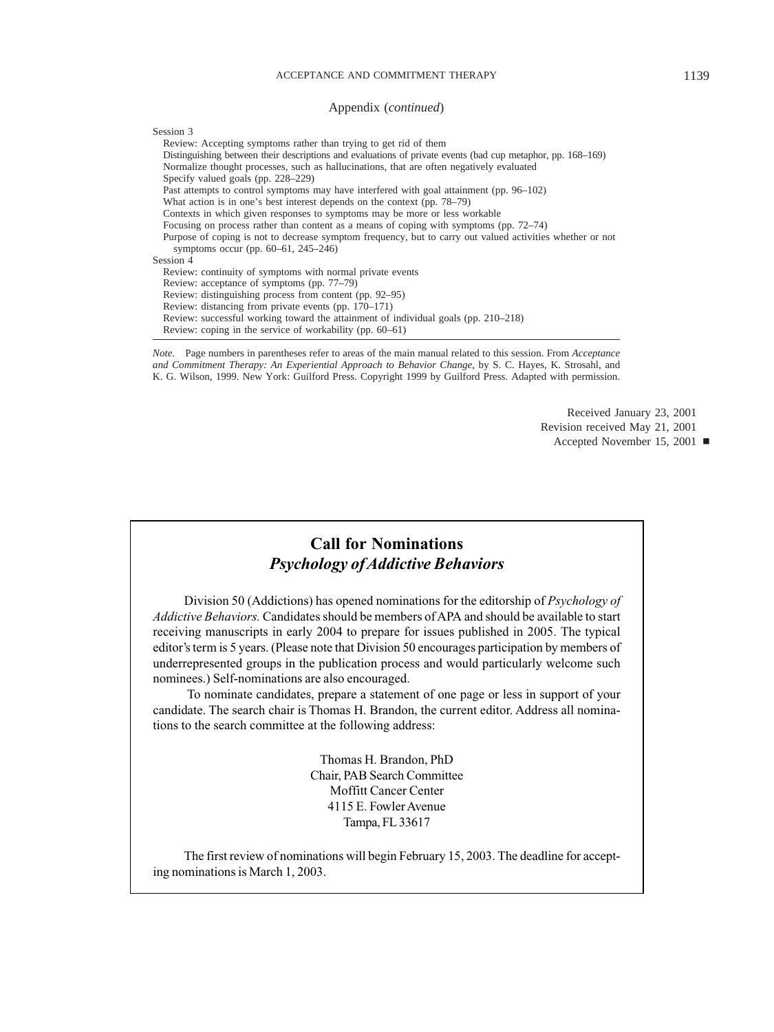Appendix (*continued*)

Session 3

- Review: Accepting symptoms rather than trying to get rid of them
- Distinguishing between their descriptions and evaluations of private events (bad cup metaphor, pp. 168–169)
- Normalize thought processes, such as hallucinations, that are often negatively evaluated
- Specify valued goals (pp. 228–229)
- Past attempts to control symptoms may have interfered with goal attainment (pp. 96–102)
- What action is in one's best interest depends on the context (pp. 78–79)
- Contexts in which given responses to symptoms may be more or less workable
- Focusing on process rather than content as a means of coping with symptoms (pp. 72–74)
- Purpose of coping is not to decrease symptom frequency, but to carry out valued activities whether or not symptoms occur (pp. 60–61, 245–246)

Session 4

- Review: continuity of symptoms with normal private events
- Review: acceptance of symptoms (pp. 77–79)
- Review: distinguishing process from content (pp. 92–95)
- Review: distancing from private events (pp. 170–171)
- Review: successful working toward the attainment of individual goals (pp. 210–218)
- Review: coping in the service of workability (pp. 60–61)

*Note.* Page numbers in parentheses refer to areas of the main manual related to this session. From *Acceptance and Commitment Therapy: An Experiential Approach to Behavior Change*, by S. C. Hayes, K. Strosahl, and K. G. Wilson, 1999. New York: Guilford Press. Copyright 1999 by Guilford Press. Adapted with permission.

Received January 23, 2001
Revision received May 21, 2001
Accepted November 15, 2001 ■

## Call for Nominations
## *Psychology of Addictive Behaviors*

Division 50 (Addictions) has opened nominations for the editorship of *Psychology of Addictive Behaviors.* Candidates should be members of APA and should be available to start receiving manuscripts in early 2004 to prepare for issues published in 2005. The typical editor's term is 5 years. (Please note that Division 50 encourages participation by members of underrepresented groups in the publication process and would particularly welcome such nominees.) Self-nominations are also encouraged.

To nominate candidates, prepare a statement of one page or less in support of your candidate. The search chair is Thomas H. Brandon, the current editor. Address all nominations to the search committee at the following address:

Thomas H. Brandon, PhD
Chair, PAB Search Committee
Moffitt Cancer Center
4115 E. Fowler Avenue
Tampa, FL 33617

The first review of nominations will begin February 15, 2003. The deadline for accepting nominations is March 1, 2003.